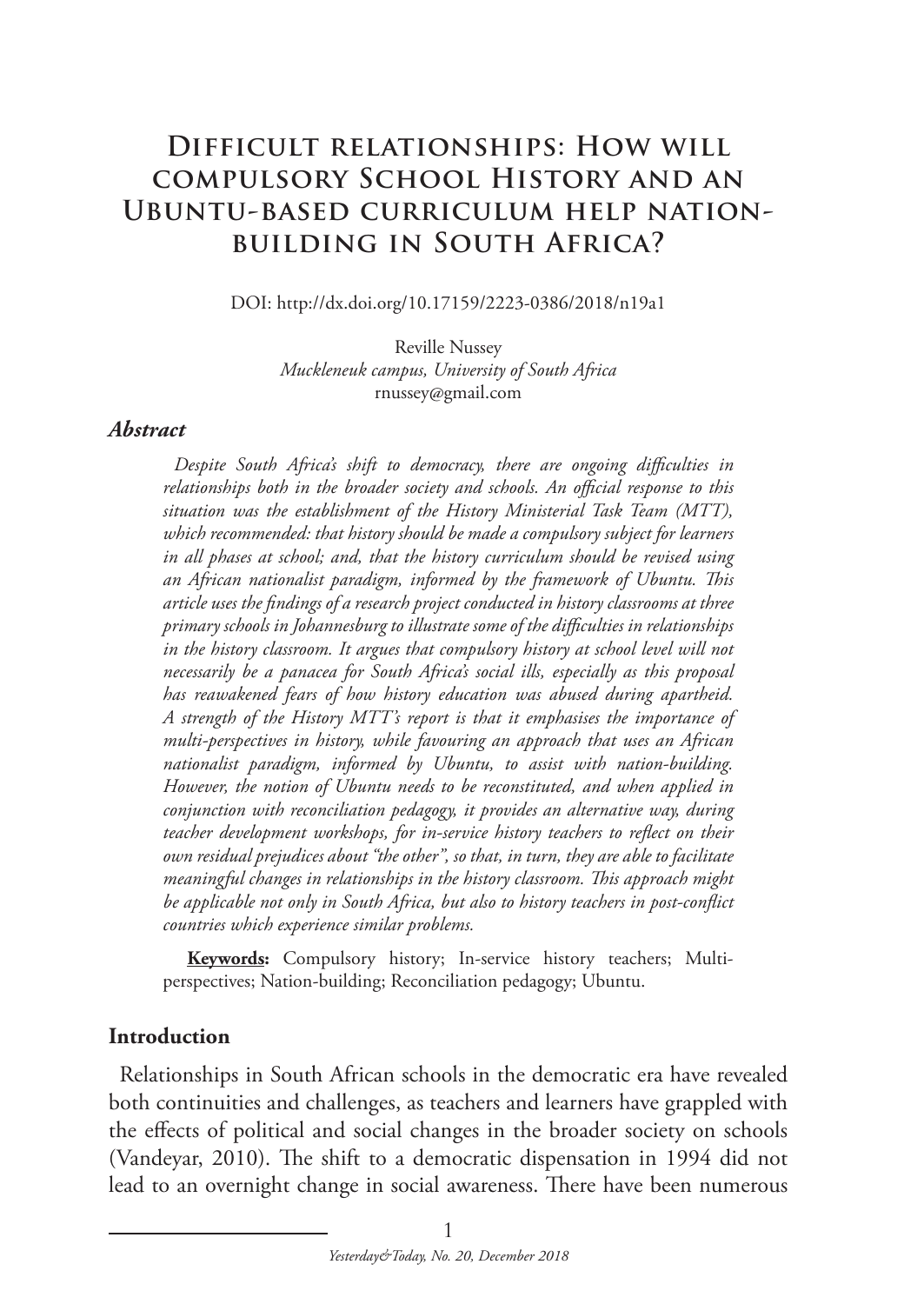# Difficult relationships: How will compulsory School History and an Ubuntu-based curriculum help nation-building in South Africa?

DOI: http://dx.doi.org/10.17159/2223-0386/2018/n19a1

Reville Nussey
*Muckleneuk campus, University of South Africa*
rnussey@gmail.com

## *Abstract*

*Despite South Africa's shift to democracy, there are ongoing difficulties in relationships both in the broader society and schools. An official response to this situation was the establishment of the History Ministerial Task Team (MTT), which recommended: that history should be made a compulsory subject for learners in all phases at school; and, that the history curriculum should be revised using an African nationalist paradigm, informed by the framework of Ubuntu. This article uses the findings of a research project conducted in history classrooms at three primary schools in Johannesburg to illustrate some of the difficulties in relationships in the history classroom. It argues that compulsory history at school level will not necessarily be a panacea for South Africa's social ills, especially as this proposal has reawakened fears of how history education was abused during apartheid. A strength of the History MTT's report is that it emphasises the importance of multi-perspectives in history, while favouring an approach that uses an African nationalist paradigm, informed by Ubuntu, to assist with nation-building. However, the notion of Ubuntu needs to be reconstituted, and when applied in conjunction with reconciliation pedagogy, it provides an alternative way, during teacher development workshops, for in-service history teachers to reflect on their own residual prejudices about "the other", so that, in turn, they are able to facilitate meaningful changes in relationships in the history classroom. This approach might be applicable not only in South Africa, but also to history teachers in post-conflict countries which experience similar problems.*

**Keywords:** Compulsory history; In-service history teachers; Multi-perspectives; Nation-building; Reconciliation pedagogy; Ubuntu.

## Introduction

Relationships in South African schools in the democratic era have revealed both continuities and challenges, as teachers and learners have grappled with the effects of political and social changes in the broader society on schools (Vandeyar, 2010). The shift to a democratic dispensation in 1994 did not lead to an overnight change in social awareness. There have been numerous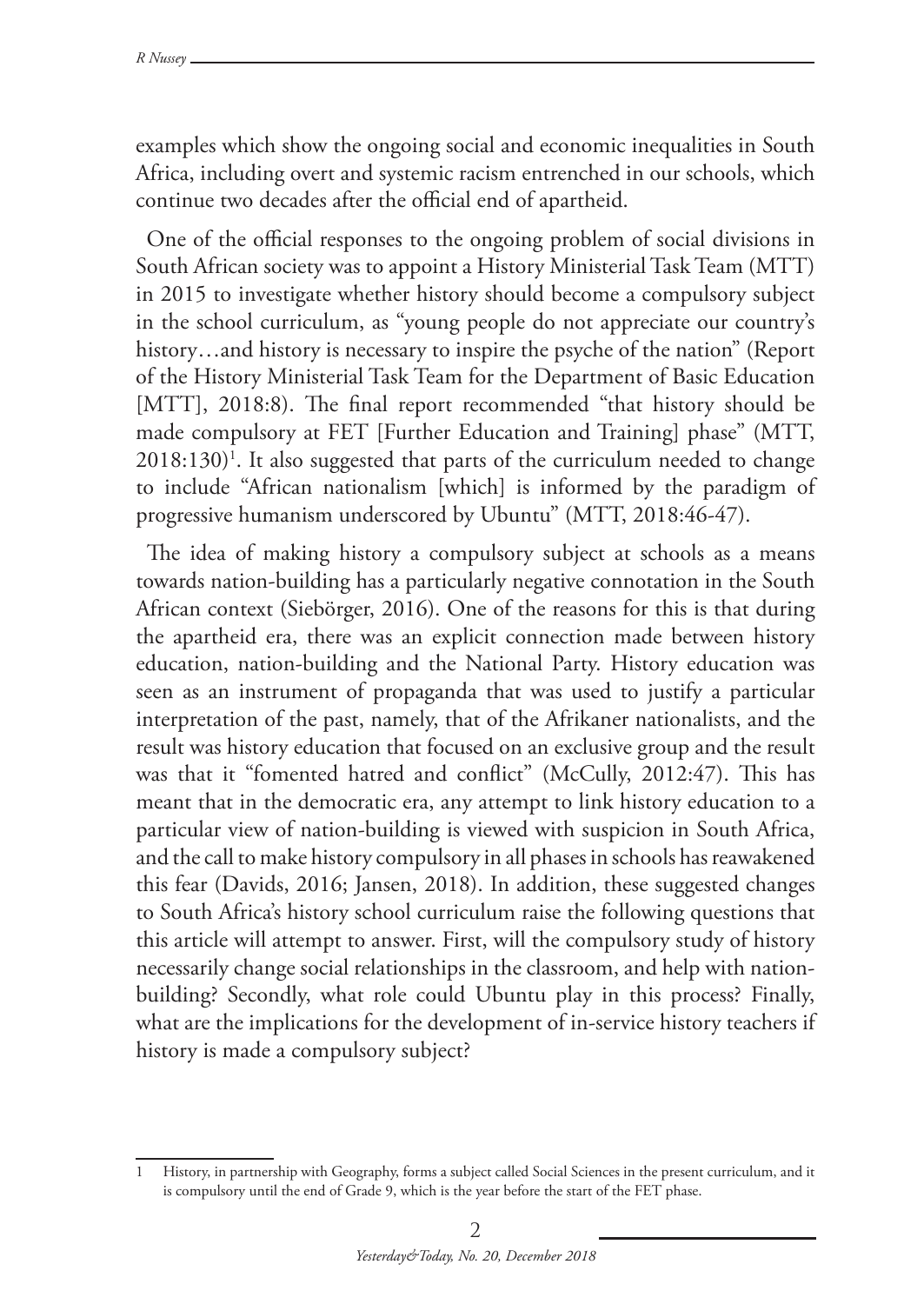examples which show the ongoing social and economic inequalities in South Africa, including overt and systemic racism entrenched in our schools, which continue two decades after the official end of apartheid.

One of the official responses to the ongoing problem of social divisions in South African society was to appoint a History Ministerial Task Team (MTT) in 2015 to investigate whether history should become a compulsory subject in the school curriculum, as "young people do not appreciate our country's history…and history is necessary to inspire the psyche of the nation" (Report of the History Ministerial Task Team for the Department of Basic Education [MTT], 2018:8). The final report recommended "that history should be made compulsory at FET [Further Education and Training] phase" (MTT, 2018:130)[1]. It also suggested that parts of the curriculum needed to change to include "African nationalism [which] is informed by the paradigm of progressive humanism underscored by Ubuntu" (MTT, 2018:46-47).

The idea of making history a compulsory subject at schools as a means towards nation-building has a particularly negative connotation in the South African context (Siebörger, 2016). One of the reasons for this is that during the apartheid era, there was an explicit connection made between history education, nation-building and the National Party. History education was seen as an instrument of propaganda that was used to justify a particular interpretation of the past, namely, that of the Afrikaner nationalists, and the result was history education that focused on an exclusive group and the result was that it "fomented hatred and conflict" (McCully, 2012:47). This has meant that in the democratic era, any attempt to link history education to a particular view of nation-building is viewed with suspicion in South Africa, and the call to make history compulsory in all phases in schools has reawakened this fear (Davids, 2016; Jansen, 2018). In addition, these suggested changes to South Africa's history school curriculum raise the following questions that this article will attempt to answer. First, will the compulsory study of history necessarily change social relationships in the classroom, and help with nation-building? Secondly, what role could Ubuntu play in this process? Finally, what are the implications for the development of in-service history teachers if history is made a compulsory subject?

1 History, in partnership with Geography, forms a subject called Social Sciences in the present curriculum, and it is compulsory until the end of Grade 9, which is the year before the start of the FET phase.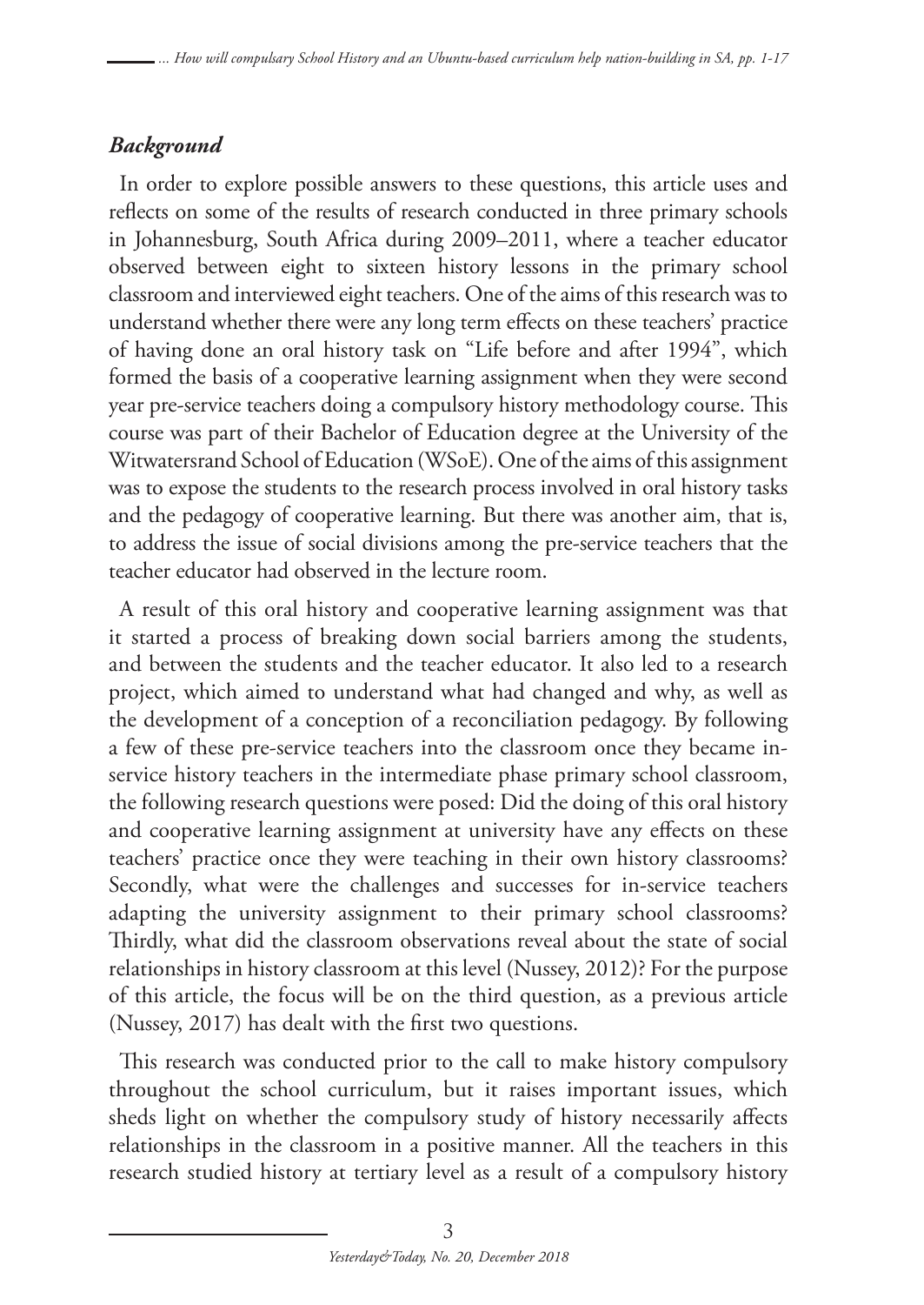## *Background*

In order to explore possible answers to these questions, this article uses and reflects on some of the results of research conducted in three primary schools in Johannesburg, South Africa during 2009–2011, where a teacher educator observed between eight to sixteen history lessons in the primary school classroom and interviewed eight teachers. One of the aims of this research was to understand whether there were any long term effects on these teachers' practice of having done an oral history task on "Life before and after 1994", which formed the basis of a cooperative learning assignment when they were second year pre-service teachers doing a compulsory history methodology course. This course was part of their Bachelor of Education degree at the University of the Witwatersrand School of Education (WSoE). One of the aims of this assignment was to expose the students to the research process involved in oral history tasks and the pedagogy of cooperative learning. But there was another aim, that is, to address the issue of social divisions among the pre-service teachers that the teacher educator had observed in the lecture room.

A result of this oral history and cooperative learning assignment was that it started a process of breaking down social barriers among the students, and between the students and the teacher educator. It also led to a research project, which aimed to understand what had changed and why, as well as the development of a conception of a reconciliation pedagogy. By following a few of these pre-service teachers into the classroom once they became in-service history teachers in the intermediate phase primary school classroom, the following research questions were posed: Did the doing of this oral history and cooperative learning assignment at university have any effects on these teachers' practice once they were teaching in their own history classrooms? Secondly, what were the challenges and successes for in-service teachers adapting the university assignment to their primary school classrooms? Thirdly, what did the classroom observations reveal about the state of social relationships in history classroom at this level (Nussey, 2012)? For the purpose of this article, the focus will be on the third question, as a previous article (Nussey, 2017) has dealt with the first two questions.

This research was conducted prior to the call to make history compulsory throughout the school curriculum, but it raises important issues, which sheds light on whether the compulsory study of history necessarily affects relationships in the classroom in a positive manner. All the teachers in this research studied history at tertiary level as a result of a compulsory history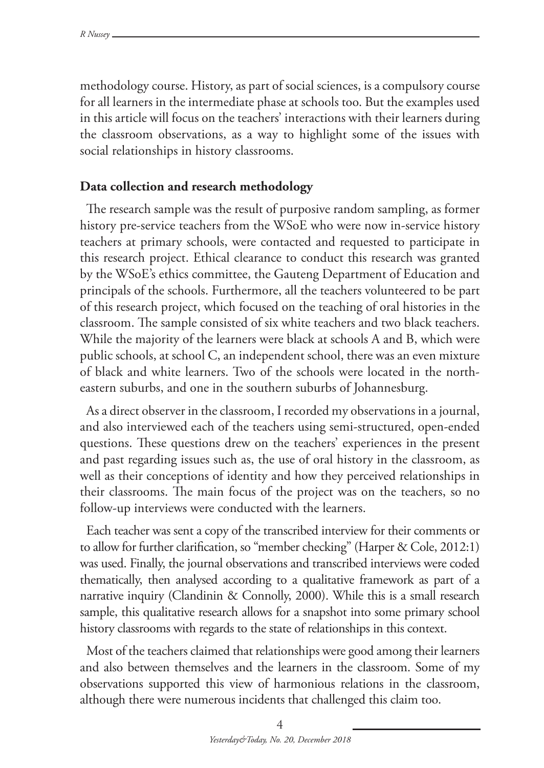methodology course. History, as part of social sciences, is a compulsory course for all learners in the intermediate phase at schools too. But the examples used in this article will focus on the teachers' interactions with their learners during the classroom observations, as a way to highlight some of the issues with social relationships in history classrooms.

## Data collection and research methodology

The research sample was the result of purposive random sampling, as former history pre-service teachers from the WSoE who were now in-service history teachers at primary schools, were contacted and requested to participate in this research project. Ethical clearance to conduct this research was granted by the WSoE's ethics committee, the Gauteng Department of Education and principals of the schools. Furthermore, all the teachers volunteered to be part of this research project, which focused on the teaching of oral histories in the classroom. The sample consisted of six white teachers and two black teachers. While the majority of the learners were black at schools A and B, which were public schools, at school C, an independent school, there was an even mixture of black and white learners. Two of the schools were located in the north-eastern suburbs, and one in the southern suburbs of Johannesburg.

As a direct observer in the classroom, I recorded my observations in a journal, and also interviewed each of the teachers using semi-structured, open-ended questions. These questions drew on the teachers' experiences in the present and past regarding issues such as, the use of oral history in the classroom, as well as their conceptions of identity and how they perceived relationships in their classrooms. The main focus of the project was on the teachers, so no follow-up interviews were conducted with the learners.

Each teacher was sent a copy of the transcribed interview for their comments or to allow for further clarification, so "member checking" (Harper & Cole, 2012:1) was used. Finally, the journal observations and transcribed interviews were coded thematically, then analysed according to a qualitative framework as part of a narrative inquiry (Clandinin & Connolly, 2000). While this is a small research sample, this qualitative research allows for a snapshot into some primary school history classrooms with regards to the state of relationships in this context.

Most of the teachers claimed that relationships were good among their learners and also between themselves and the learners in the classroom. Some of my observations supported this view of harmonious relations in the classroom, although there were numerous incidents that challenged this claim too.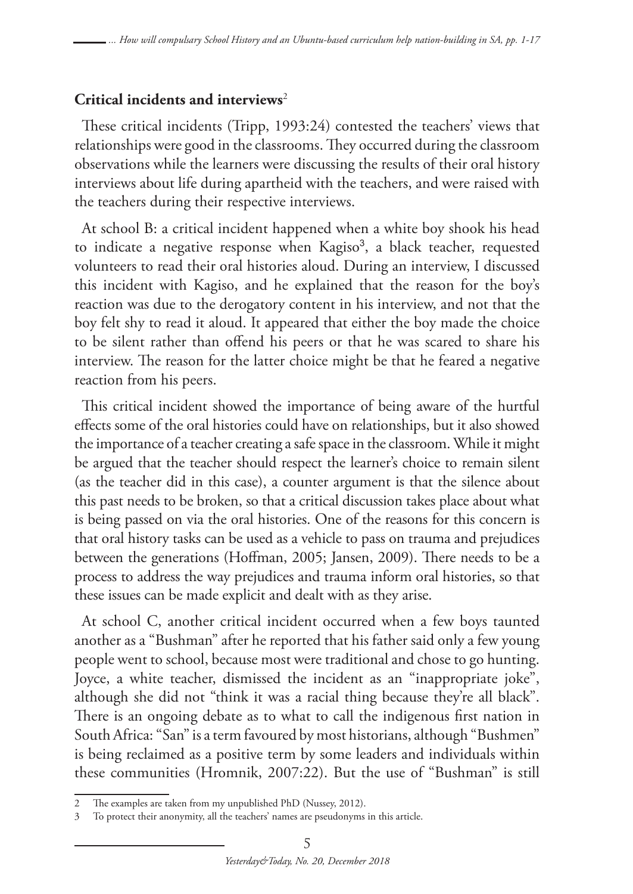## Critical incidents and interviews[2]

These critical incidents (Tripp, 1993:24) contested the teachers' views that relationships were good in the classrooms. They occurred during the classroom observations while the learners were discussing the results of their oral history interviews about life during apartheid with the teachers, and were raised with the teachers during their respective interviews.

At school B: a critical incident happened when a white boy shook his head to indicate a negative response when Kagiso[3], a black teacher, requested volunteers to read their oral histories aloud. During an interview, I discussed this incident with Kagiso, and he explained that the reason for the boy's reaction was due to the derogatory content in his interview, and not that the boy felt shy to read it aloud. It appeared that either the boy made the choice to be silent rather than offend his peers or that he was scared to share his interview. The reason for the latter choice might be that he feared a negative reaction from his peers.

This critical incident showed the importance of being aware of the hurtful effects some of the oral histories could have on relationships, but it also showed the importance of a teacher creating a safe space in the classroom. While it might be argued that the teacher should respect the learner's choice to remain silent (as the teacher did in this case), a counter argument is that the silence about this past needs to be broken, so that a critical discussion takes place about what is being passed on via the oral histories. One of the reasons for this concern is that oral history tasks can be used as a vehicle to pass on trauma and prejudices between the generations (Hoffman, 2005; Jansen, 2009). There needs to be a process to address the way prejudices and trauma inform oral histories, so that these issues can be made explicit and dealt with as they arise.

At school C, another critical incident occurred when a few boys taunted another as a "Bushman" after he reported that his father said only a few young people went to school, because most were traditional and chose to go hunting. Joyce, a white teacher, dismissed the incident as an "inappropriate joke", although she did not "think it was a racial thing because they're all black". There is an ongoing debate as to what to call the indigenous first nation in South Africa: "San" is a term favoured by most historians, although "Bushmen" is being reclaimed as a positive term by some leaders and individuals within these communities (Hromnik, 2007:22). But the use of "Bushman" is still

---

2 The examples are taken from my unpublished PhD (Nussey, 2012).

3 To protect their anonymity, all the teachers' names are pseudonyms in this article.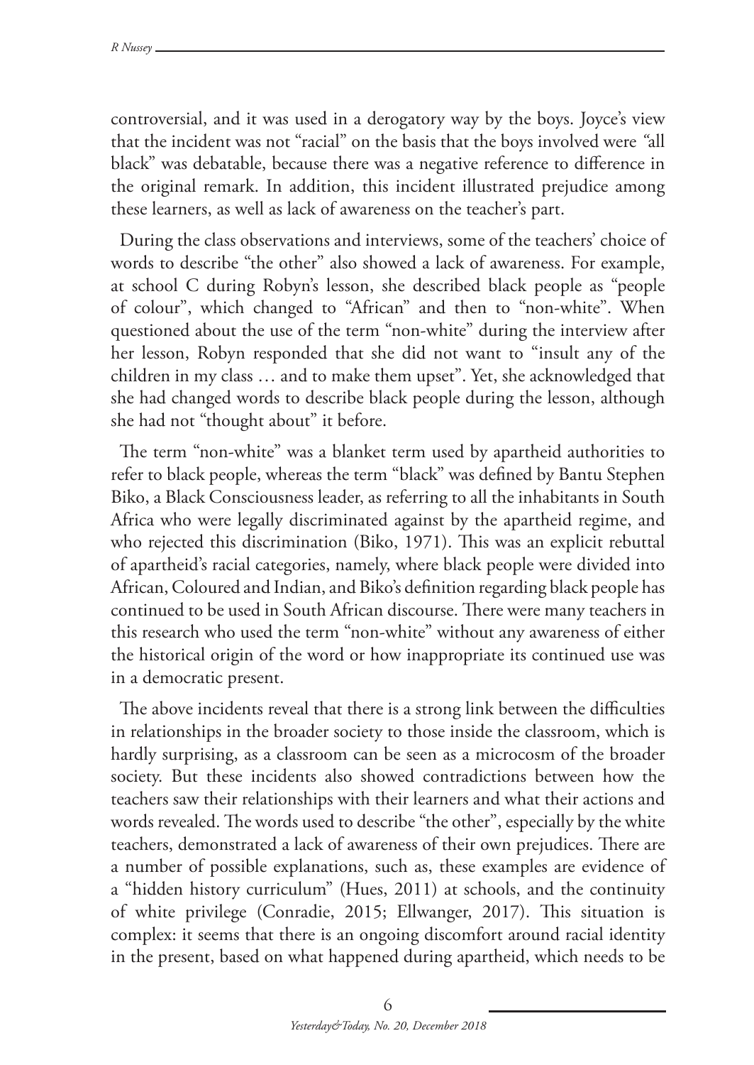controversial, and it was used in a derogatory way by the boys. Joyce's view that the incident was not "racial" on the basis that the boys involved were "all black" was debatable, because there was a negative reference to difference in the original remark. In addition, this incident illustrated prejudice among these learners, as well as lack of awareness on the teacher's part.

During the class observations and interviews, some of the teachers' choice of words to describe "the other" also showed a lack of awareness. For example, at school C during Robyn's lesson, she described black people as "people of colour", which changed to "African" and then to "non-white". When questioned about the use of the term "non-white" during the interview after her lesson, Robyn responded that she did not want to "insult any of the children in my class … and to make them upset". Yet, she acknowledged that she had changed words to describe black people during the lesson, although she had not "thought about" it before.

The term "non-white" was a blanket term used by apartheid authorities to refer to black people, whereas the term "black" was defined by Bantu Stephen Biko, a Black Consciousness leader, as referring to all the inhabitants in South Africa who were legally discriminated against by the apartheid regime, and who rejected this discrimination (Biko, 1971). This was an explicit rebuttal of apartheid's racial categories, namely, where black people were divided into African, Coloured and Indian, and Biko's definition regarding black people has continued to be used in South African discourse. There were many teachers in this research who used the term "non-white" without any awareness of either the historical origin of the word or how inappropriate its continued use was in a democratic present.

The above incidents reveal that there is a strong link between the difficulties in relationships in the broader society to those inside the classroom, which is hardly surprising, as a classroom can be seen as a microcosm of the broader society. But these incidents also showed contradictions between how the teachers saw their relationships with their learners and what their actions and words revealed. The words used to describe "the other", especially by the white teachers, demonstrated a lack of awareness of their own prejudices. There are a number of possible explanations, such as, these examples are evidence of a "hidden history curriculum" (Hues, 2011) at schools, and the continuity of white privilege (Conradie, 2015; Ellwanger, 2017). This situation is complex: it seems that there is an ongoing discomfort around racial identity in the present, based on what happened during apartheid, which needs to be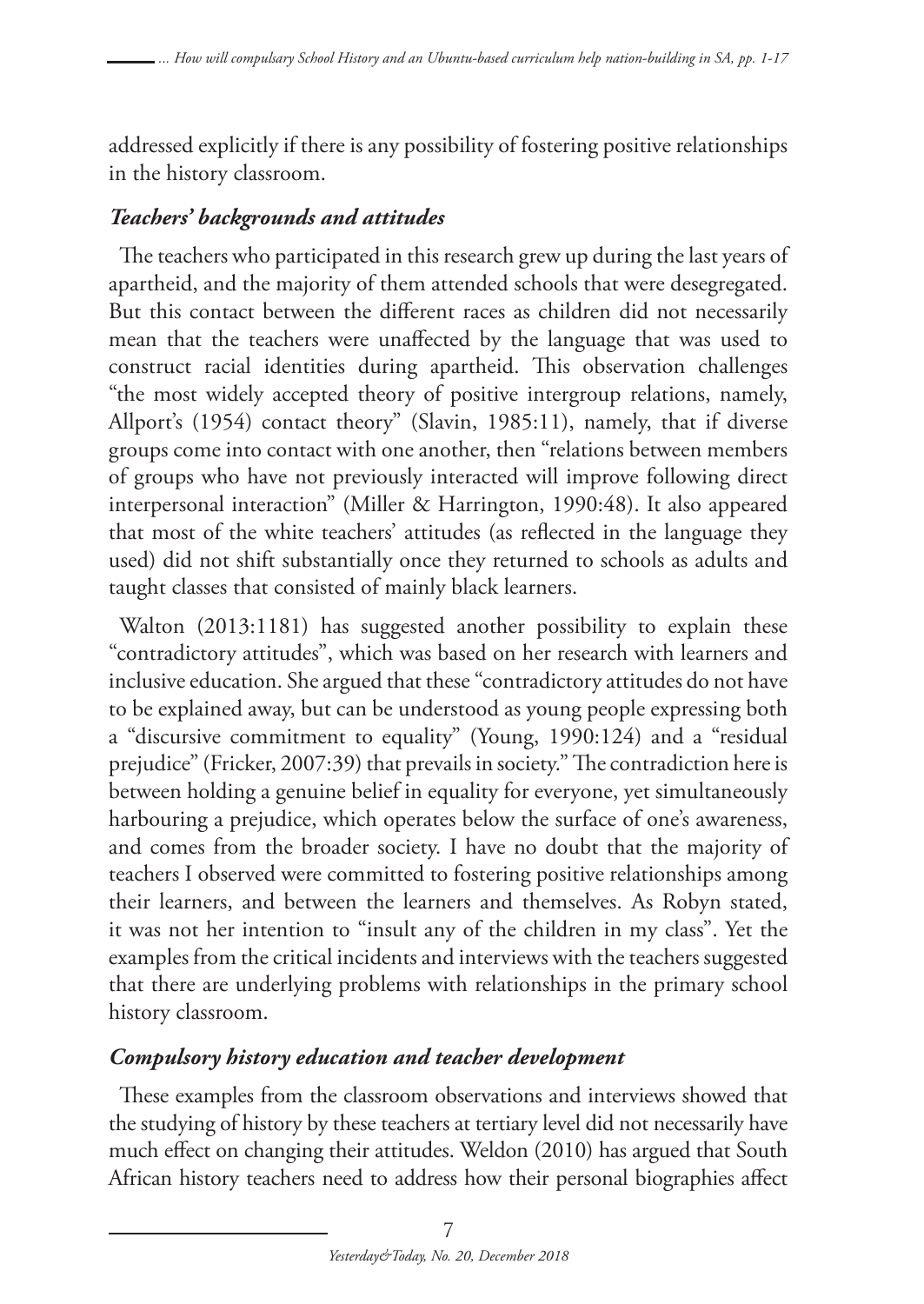addressed explicitly if there is any possibility of fostering positive relationships in the history classroom.

### *Teachers' backgrounds and attitudes*

The teachers who participated in this research grew up during the last years of apartheid, and the majority of them attended schools that were desegregated. But this contact between the different races as children did not necessarily mean that the teachers were unaffected by the language that was used to construct racial identities during apartheid. This observation challenges "the most widely accepted theory of positive intergroup relations, namely, Allport's (1954) contact theory" (Slavin, 1985:11), namely, that if diverse groups come into contact with one another, then "relations between members of groups who have not previously interacted will improve following direct interpersonal interaction" (Miller & Harrington, 1990:48). It also appeared that most of the white teachers' attitudes (as reflected in the language they used) did not shift substantially once they returned to schools as adults and taught classes that consisted of mainly black learners.

Walton (2013:1181) has suggested another possibility to explain these "contradictory attitudes", which was based on her research with learners and inclusive education. She argued that these "contradictory attitudes do not have to be explained away, but can be understood as young people expressing both a "discursive commitment to equality" (Young, 1990:124) and a "residual prejudice" (Fricker, 2007:39) that prevails in society." The contradiction here is between holding a genuine belief in equality for everyone, yet simultaneously harbouring a prejudice, which operates below the surface of one's awareness, and comes from the broader society. I have no doubt that the majority of teachers I observed were committed to fostering positive relationships among their learners, and between the learners and themselves. As Robyn stated, it was not her intention to "insult any of the children in my class". Yet the examples from the critical incidents and interviews with the teachers suggested that there are underlying problems with relationships in the primary school history classroom.

### *Compulsory history education and teacher development*

These examples from the classroom observations and interviews showed that the studying of history by these teachers at tertiary level did not necessarily have much effect on changing their attitudes. Weldon (2010) has argued that South African history teachers need to address how their personal biographies affect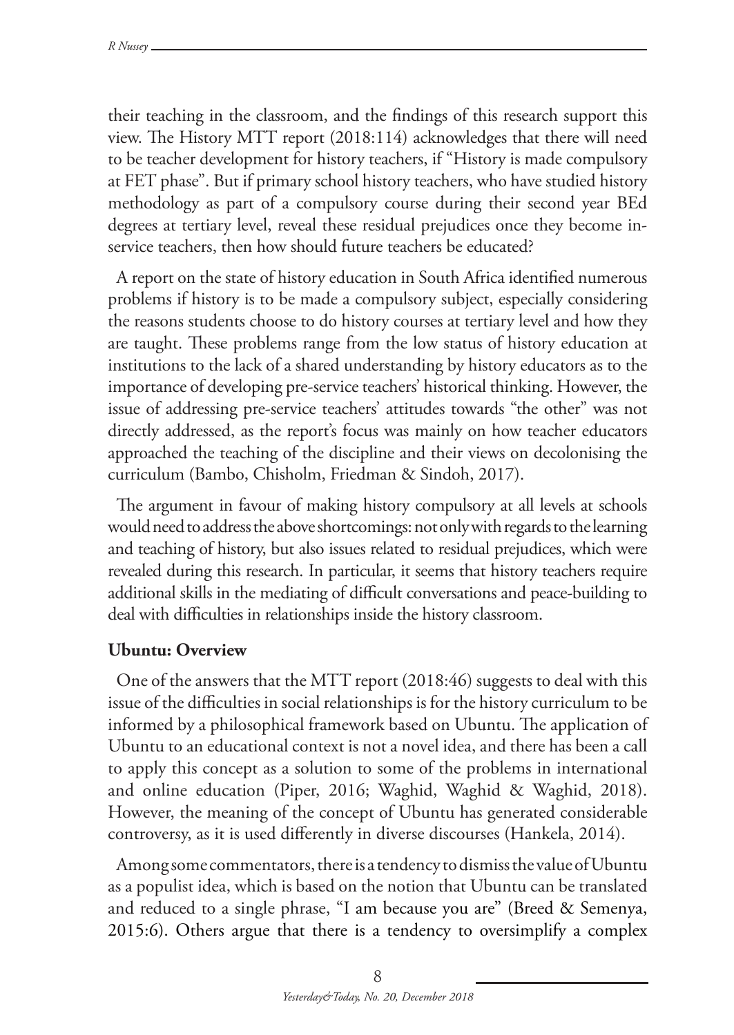their teaching in the classroom, and the findings of this research support this view. The History MTT report (2018:114) acknowledges that there will need to be teacher development for history teachers, if "History is made compulsory at FET phase". But if primary school history teachers, who have studied history methodology as part of a compulsory course during their second year BEd degrees at tertiary level, reveal these residual prejudices once they become in-service teachers, then how should future teachers be educated?

A report on the state of history education in South Africa identified numerous problems if history is to be made a compulsory subject, especially considering the reasons students choose to do history courses at tertiary level and how they are taught. These problems range from the low status of history education at institutions to the lack of a shared understanding by history educators as to the importance of developing pre-service teachers' historical thinking. However, the issue of addressing pre-service teachers' attitudes towards "the other" was not directly addressed, as the report's focus was mainly on how teacher educators approached the teaching of the discipline and their views on decolonising the curriculum (Bambo, Chisholm, Friedman & Sindoh, 2017).

The argument in favour of making history compulsory at all levels at schools would need to address the above shortcomings: not only with regards to the learning and teaching of history, but also issues related to residual prejudices, which were revealed during this research. In particular, it seems that history teachers require additional skills in the mediating of difficult conversations and peace-building to deal with difficulties in relationships inside the history classroom.

## Ubuntu: Overview

One of the answers that the MTT report (2018:46) suggests to deal with this issue of the difficulties in social relationships is for the history curriculum to be informed by a philosophical framework based on Ubuntu. The application of Ubuntu to an educational context is not a novel idea, and there has been a call to apply this concept as a solution to some of the problems in international and online education (Piper, 2016; Waghid, Waghid & Waghid, 2018). However, the meaning of the concept of Ubuntu has generated considerable controversy, as it is used differently in diverse discourses (Hankela, 2014).

Among some commentators, there is a tendency to dismiss the value of Ubuntu as a populist idea, which is based on the notion that Ubuntu can be translated and reduced to a single phrase, "I am because you are" (Breed & Semenya, 2015:6). Others argue that there is a tendency to oversimplify a complex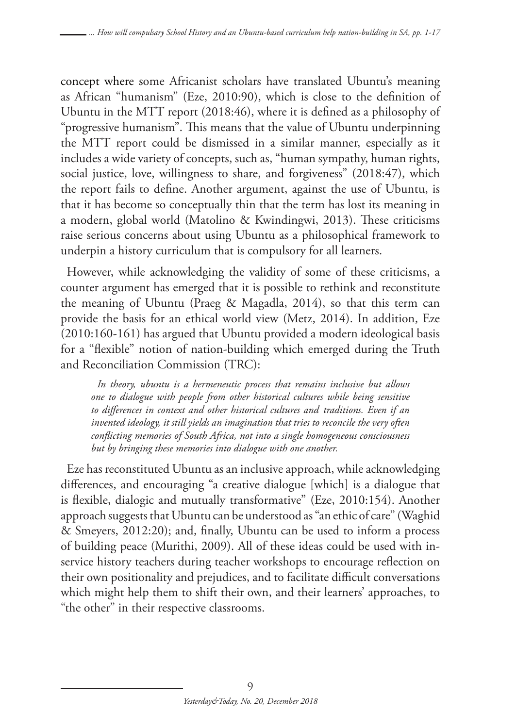concept where some Africanist scholars have translated Ubuntu's meaning as African "humanism" (Eze, 2010:90), which is close to the definition of Ubuntu in the MTT report (2018:46), where it is defined as a philosophy of "progressive humanism". This means that the value of Ubuntu underpinning the MTT report could be dismissed in a similar manner, especially as it includes a wide variety of concepts, such as, "human sympathy, human rights, social justice, love, willingness to share, and forgiveness" (2018:47), which the report fails to define. Another argument, against the use of Ubuntu, is that it has become so conceptually thin that the term has lost its meaning in a modern, global world (Matolino & Kwindingwi, 2013). These criticisms raise serious concerns about using Ubuntu as a philosophical framework to underpin a history curriculum that is compulsory for all learners.

However, while acknowledging the validity of some of these criticisms, a counter argument has emerged that it is possible to rethink and reconstitute the meaning of Ubuntu (Praeg & Magadla, 2014), so that this term can provide the basis for an ethical world view (Metz, 2014). In addition, Eze (2010:160-161) has argued that Ubuntu provided a modern ideological basis for a "flexible" notion of nation-building which emerged during the Truth and Reconciliation Commission (TRC):

> *In theory, ubuntu is a hermeneutic process that remains inclusive but allows one to dialogue with people from other historical cultures while being sensitive to differences in context and other historical cultures and traditions. Even if an invented ideology, it still yields an imagination that tries to reconcile the very often conflicting memories of South Africa, not into a single homogeneous consciousness but by bringing these memories into dialogue with one another.*

Eze has reconstituted Ubuntu as an inclusive approach, while acknowledging differences, and encouraging "a creative dialogue [which] is a dialogue that is flexible, dialogic and mutually transformative" (Eze, 2010:154). Another approach suggests that Ubuntu can be understood as "an ethic of care" (Waghid & Smeyers, 2012:20); and, finally, Ubuntu can be used to inform a process of building peace (Murithi, 2009). All of these ideas could be used with in-service history teachers during teacher workshops to encourage reflection on their own positionality and prejudices, and to facilitate difficult conversations which might help them to shift their own, and their learners' approaches, to "the other" in their respective classrooms.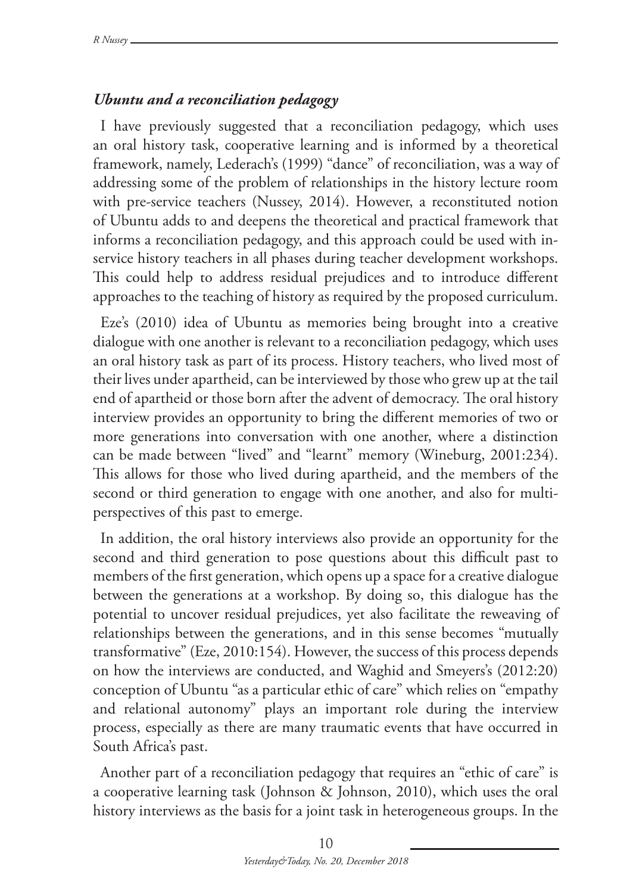### *Ubuntu and a reconciliation pedagogy*

I have previously suggested that a reconciliation pedagogy, which uses an oral history task, cooperative learning and is informed by a theoretical framework, namely, Lederach's (1999) "dance" of reconciliation, was a way of addressing some of the problem of relationships in the history lecture room with pre-service teachers (Nussey, 2014). However, a reconstituted notion of Ubuntu adds to and deepens the theoretical and practical framework that informs a reconciliation pedagogy, and this approach could be used with in-service history teachers in all phases during teacher development workshops. This could help to address residual prejudices and to introduce different approaches to the teaching of history as required by the proposed curriculum.

Eze's (2010) idea of Ubuntu as memories being brought into a creative dialogue with one another is relevant to a reconciliation pedagogy, which uses an oral history task as part of its process. History teachers, who lived most of their lives under apartheid, can be interviewed by those who grew up at the tail end of apartheid or those born after the advent of democracy. The oral history interview provides an opportunity to bring the different memories of two or more generations into conversation with one another, where a distinction can be made between "lived" and "learnt" memory (Wineburg, 2001:234). This allows for those who lived during apartheid, and the members of the second or third generation to engage with one another, and also for multi-perspectives of this past to emerge.

In addition, the oral history interviews also provide an opportunity for the second and third generation to pose questions about this difficult past to members of the first generation, which opens up a space for a creative dialogue between the generations at a workshop. By doing so, this dialogue has the potential to uncover residual prejudices, yet also facilitate the reweaving of relationships between the generations, and in this sense becomes "mutually transformative" (Eze, 2010:154). However, the success of this process depends on how the interviews are conducted, and Waghid and Smeyers's (2012:20) conception of Ubuntu "as a particular ethic of care" which relies on "empathy and relational autonomy" plays an important role during the interview process, especially as there are many traumatic events that have occurred in South Africa's past.

Another part of a reconciliation pedagogy that requires an "ethic of care" is a cooperative learning task (Johnson & Johnson, 2010), which uses the oral history interviews as the basis for a joint task in heterogeneous groups. In the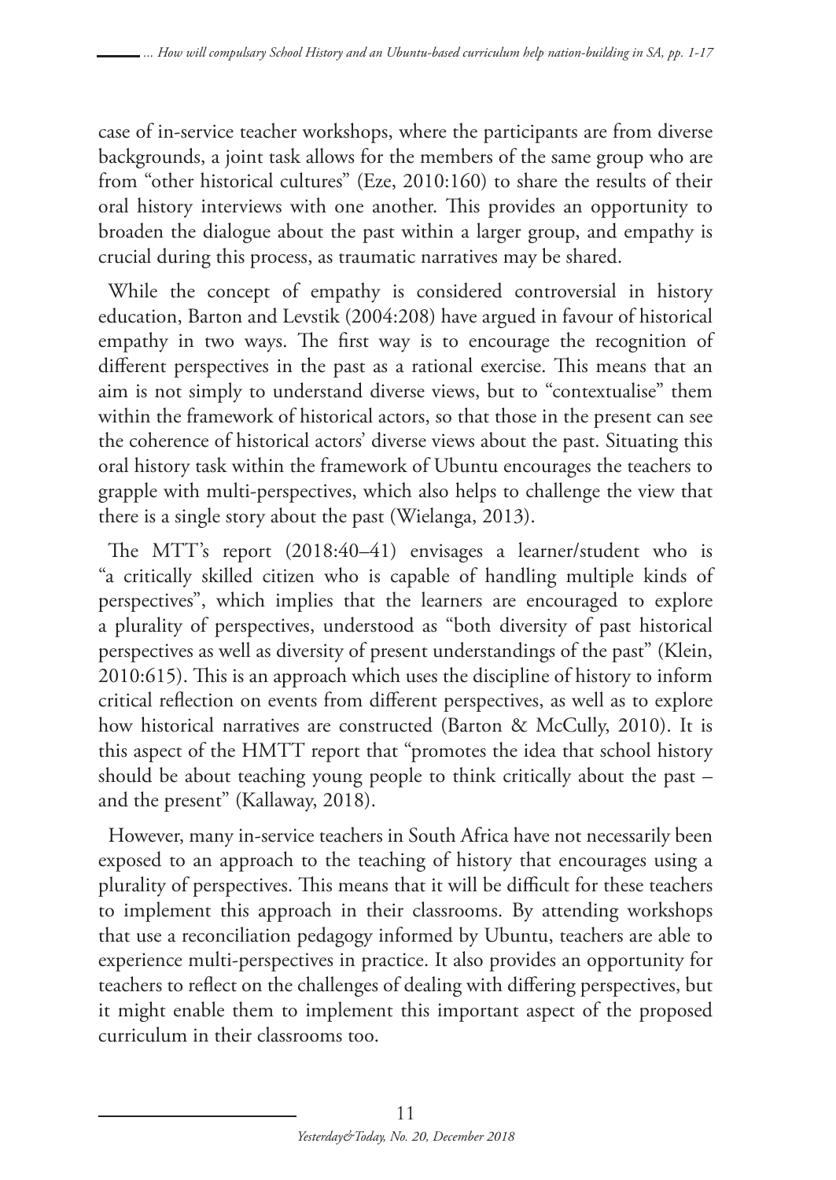case of in-service teacher workshops, where the participants are from diverse backgrounds, a joint task allows for the members of the same group who are from "other historical cultures" (Eze, 2010:160) to share the results of their oral history interviews with one another. This provides an opportunity to broaden the dialogue about the past within a larger group, and empathy is crucial during this process, as traumatic narratives may be shared.

While the concept of empathy is considered controversial in history education, Barton and Levstik (2004:208) have argued in favour of historical empathy in two ways. The first way is to encourage the recognition of different perspectives in the past as a rational exercise. This means that an aim is not simply to understand diverse views, but to "contextualise" them within the framework of historical actors, so that those in the present can see the coherence of historical actors' diverse views about the past. Situating this oral history task within the framework of Ubuntu encourages the teachers to grapple with multi-perspectives, which also helps to challenge the view that there is a single story about the past (Wielanga, 2013).

The MTT's report (2018:40–41) envisages a learner/student who is "a critically skilled citizen who is capable of handling multiple kinds of perspectives", which implies that the learners are encouraged to explore a plurality of perspectives, understood as "both diversity of past historical perspectives as well as diversity of present understandings of the past" (Klein, 2010:615). This is an approach which uses the discipline of history to inform critical reflection on events from different perspectives, as well as to explore how historical narratives are constructed (Barton & McCully, 2010). It is this aspect of the HMTT report that "promotes the idea that school history should be about teaching young people to think critically about the past – and the present" (Kallaway, 2018).

However, many in-service teachers in South Africa have not necessarily been exposed to an approach to the teaching of history that encourages using a plurality of perspectives. This means that it will be difficult for these teachers to implement this approach in their classrooms. By attending workshops that use a reconciliation pedagogy informed by Ubuntu, teachers are able to experience multi-perspectives in practice. It also provides an opportunity for teachers to reflect on the challenges of dealing with differing perspectives, but it might enable them to implement this important aspect of the proposed curriculum in their classrooms too.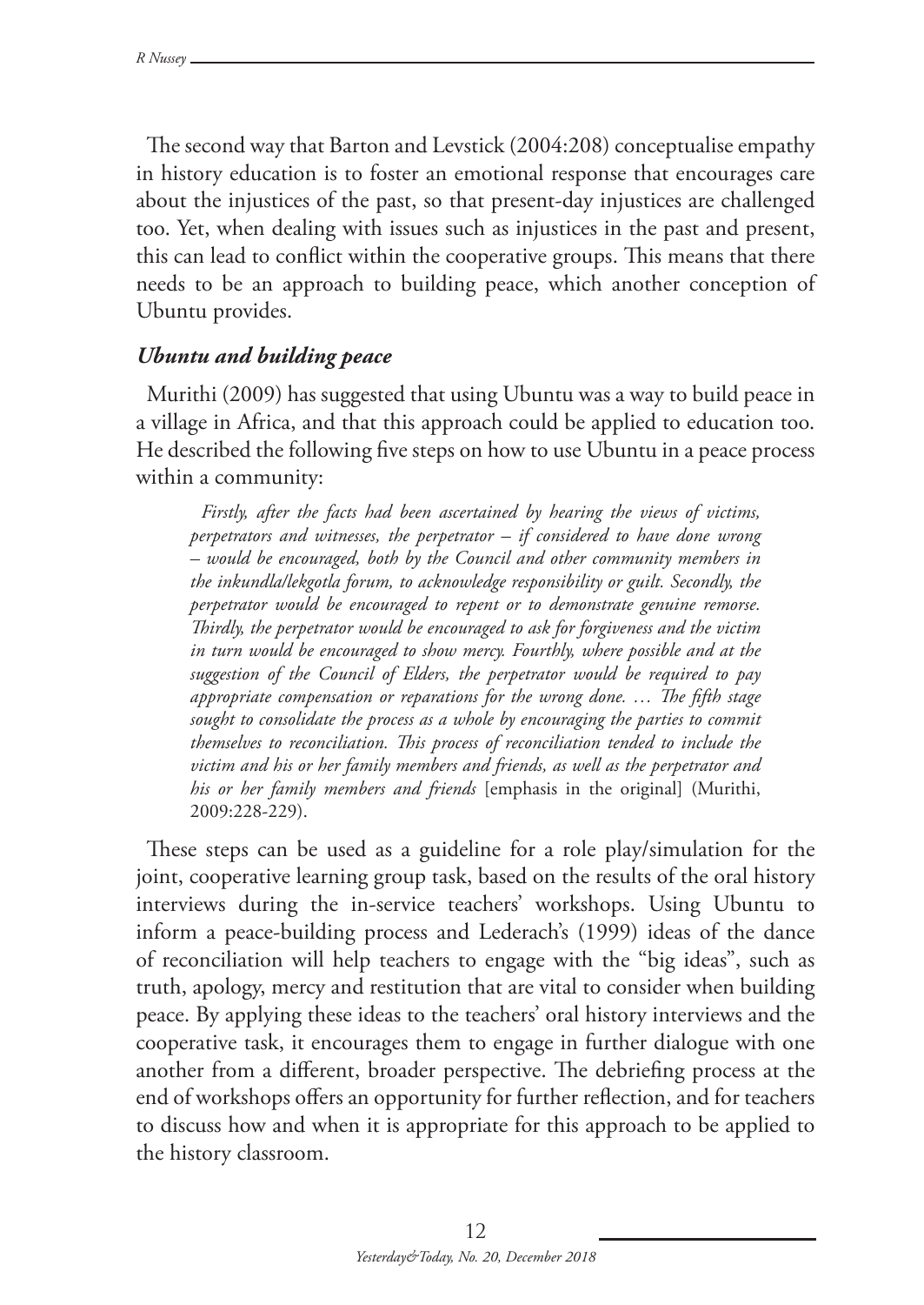The second way that Barton and Levstick (2004:208) conceptualise empathy in history education is to foster an emotional response that encourages care about the injustices of the past, so that present-day injustices are challenged too. Yet, when dealing with issues such as injustices in the past and present, this can lead to conflict within the cooperative groups. This means that there needs to be an approach to building peace, which another conception of Ubuntu provides.

### *Ubuntu and building peace*

Murithi (2009) has suggested that using Ubuntu was a way to build peace in a village in Africa, and that this approach could be applied to education too. He described the following five steps on how to use Ubuntu in a peace process within a community:

> *Firstly, after the facts had been ascertained by hearing the views of victims, perpetrators and witnesses, the perpetrator – if considered to have done wrong – would be encouraged, both by the Council and other community members in the inkundla/lekgotla forum, to acknowledge responsibility or guilt. Secondly, the perpetrator would be encouraged to repent or to demonstrate genuine remorse. Thirdly, the perpetrator would be encouraged to ask for forgiveness and the victim in turn would be encouraged to show mercy. Fourthly, where possible and at the suggestion of the Council of Elders, the perpetrator would be required to pay appropriate compensation or reparations for the wrong done. … The fifth stage sought to consolidate the process as a whole by encouraging the parties to commit themselves to reconciliation. This process of reconciliation tended to include the victim and his or her family members and friends, as well as the perpetrator and his or her family members and friends* [emphasis in the original] (Murithi, 2009:228-229).

These steps can be used as a guideline for a role play/simulation for the joint, cooperative learning group task, based on the results of the oral history interviews during the in-service teachers' workshops. Using Ubuntu to inform a peace-building process and Lederach's (1999) ideas of the dance of reconciliation will help teachers to engage with the "big ideas", such as truth, apology, mercy and restitution that are vital to consider when building peace. By applying these ideas to the teachers' oral history interviews and the cooperative task, it encourages them to engage in further dialogue with one another from a different, broader perspective. The debriefing process at the end of workshops offers an opportunity for further reflection, and for teachers to discuss how and when it is appropriate for this approach to be applied to the history classroom.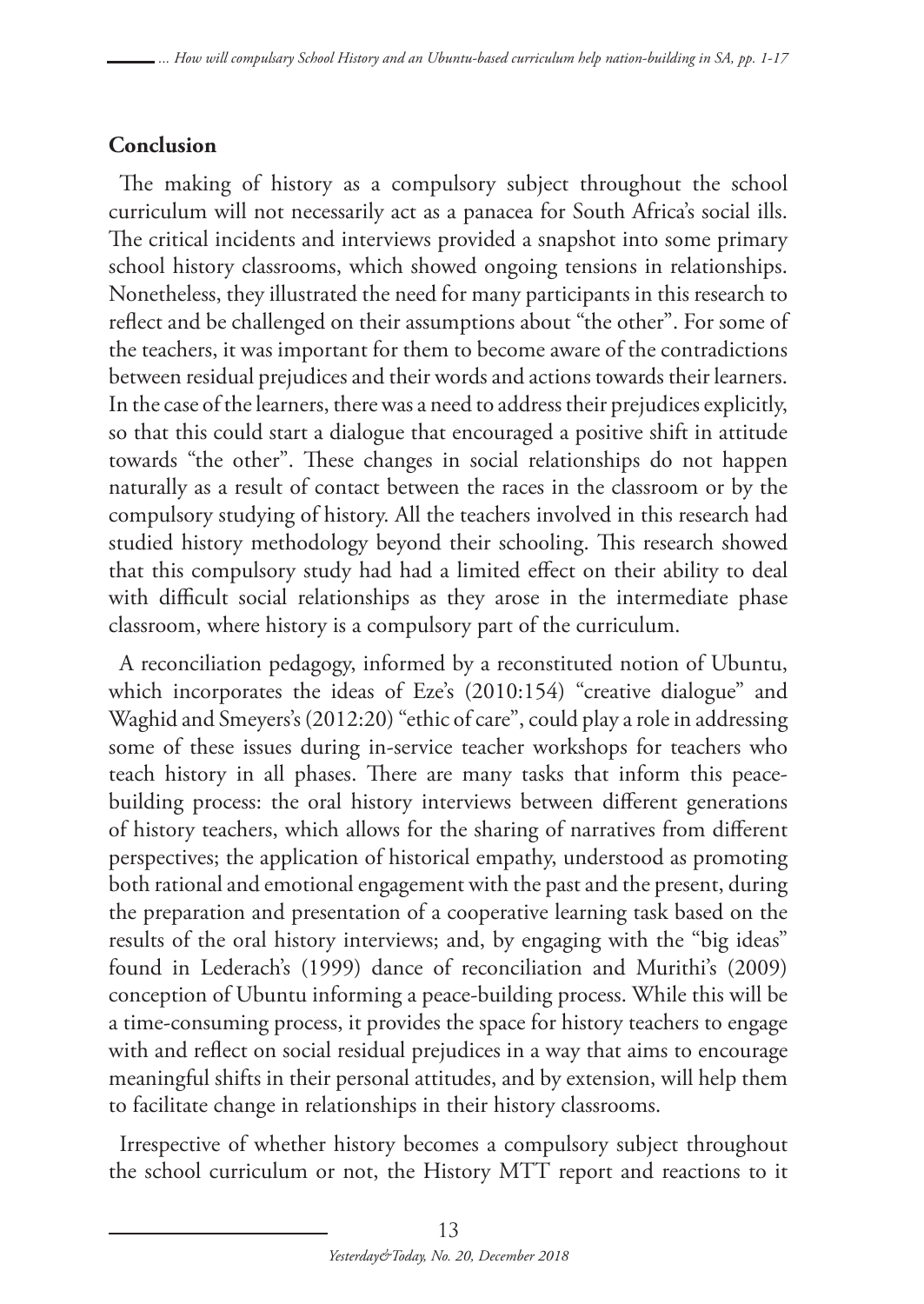## Conclusion

The making of history as a compulsory subject throughout the school curriculum will not necessarily act as a panacea for South Africa's social ills. The critical incidents and interviews provided a snapshot into some primary school history classrooms, which showed ongoing tensions in relationships. Nonetheless, they illustrated the need for many participants in this research to reflect and be challenged on their assumptions about "the other". For some of the teachers, it was important for them to become aware of the contradictions between residual prejudices and their words and actions towards their learners. In the case of the learners, there was a need to address their prejudices explicitly, so that this could start a dialogue that encouraged a positive shift in attitude towards "the other". These changes in social relationships do not happen naturally as a result of contact between the races in the classroom or by the compulsory studying of history. All the teachers involved in this research had studied history methodology beyond their schooling. This research showed that this compulsory study had had a limited effect on their ability to deal with difficult social relationships as they arose in the intermediate phase classroom, where history is a compulsory part of the curriculum.

A reconciliation pedagogy, informed by a reconstituted notion of Ubuntu, which incorporates the ideas of Eze's (2010:154) "creative dialogue" and Waghid and Smeyers's (2012:20) "ethic of care", could play a role in addressing some of these issues during in-service teacher workshops for teachers who teach history in all phases. There are many tasks that inform this peace-building process: the oral history interviews between different generations of history teachers, which allows for the sharing of narratives from different perspectives; the application of historical empathy, understood as promoting both rational and emotional engagement with the past and the present, during the preparation and presentation of a cooperative learning task based on the results of the oral history interviews; and, by engaging with the "big ideas" found in Lederach's (1999) dance of reconciliation and Murithi's (2009) conception of Ubuntu informing a peace-building process. While this will be a time-consuming process, it provides the space for history teachers to engage with and reflect on social residual prejudices in a way that aims to encourage meaningful shifts in their personal attitudes, and by extension, will help them to facilitate change in relationships in their history classrooms.

Irrespective of whether history becomes a compulsory subject throughout the school curriculum or not, the History MTT report and reactions to it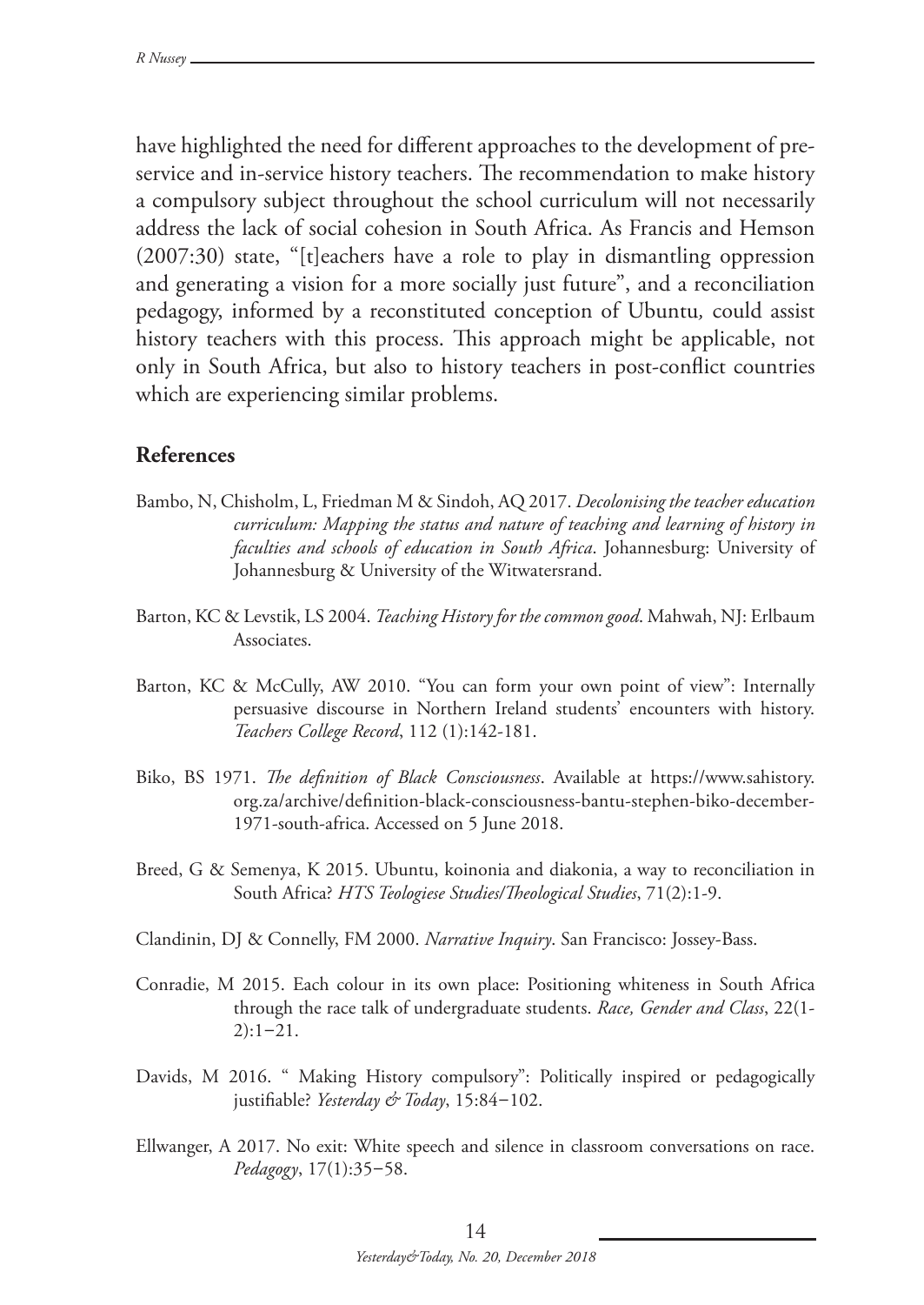have highlighted the need for different approaches to the development of pre-service and in-service history teachers. The recommendation to make history a compulsory subject throughout the school curriculum will not necessarily address the lack of social cohesion in South Africa. As Francis and Hemson (2007:30) state, "[t]eachers have a role to play in dismantling oppression and generating a vision for a more socially just future", and a reconciliation pedagogy, informed by a reconstituted conception of Ubuntu*,* could assist history teachers with this process. This approach might be applicable, not only in South Africa, but also to history teachers in post-conflict countries which are experiencing similar problems.

## References

Bambo, N, Chisholm, L, Friedman M & Sindoh, AQ 2017. *Decolonising the teacher education curriculum: Mapping the status and nature of teaching and learning of history in faculties and schools of education in South Africa*. Johannesburg: University of Johannesburg & University of the Witwatersrand.

Barton, KC & Levstik, LS 2004. *Teaching History for the common good*. Mahwah, NJ: Erlbaum Associates.

Barton, KC & McCully, AW 2010. "You can form your own point of view": Internally persuasive discourse in Northern Ireland students' encounters with history. *Teachers College Record*, 112 (1):142-181.

Biko, BS 1971. *The definition of Black Consciousness*. Available at https://www.sahistory.org.za/archive/definition-black-consciousness-bantu-stephen-biko-december-1971-south-africa. Accessed on 5 June 2018.

Breed, G & Semenya, K 2015. Ubuntu, koinonia and diakonia, a way to reconciliation in South Africa? *HTS Teologiese Studies/Theological Studies*, 71(2):1-9.

Clandinin, DJ & Connelly, FM 2000. *Narrative Inquiry*. San Francisco: Jossey-Bass.

Conradie, M 2015. Each colour in its own place: Positioning whiteness in South Africa through the race talk of undergraduate students. *Race, Gender and Class*, 22(1-2):1−21.

Davids, M 2016. " Making History compulsory": Politically inspired or pedagogically justifiable? *Yesterday & Today*, 15:84−102.

Ellwanger, A 2017. No exit: White speech and silence in classroom conversations on race. *Pedagogy*, 17(1):35−58.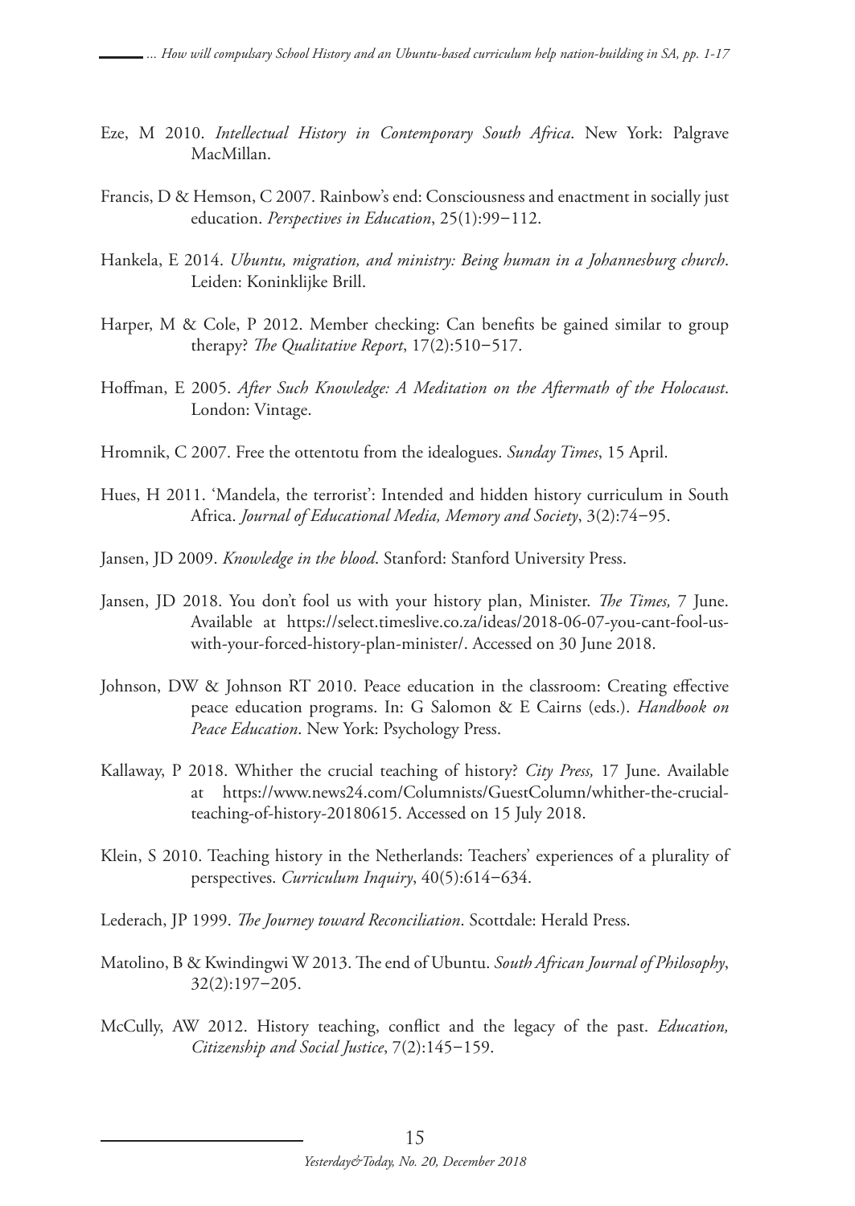Eze, M 2010. *Intellectual History in Contemporary South Africa*. New York: Palgrave MacMillan.

Francis, D & Hemson, C 2007. Rainbow's end: Consciousness and enactment in socially just education. *Perspectives in Education*, 25(1):99−112.

Hankela, E 2014. *Ubuntu, migration, and ministry: Being human in a Johannesburg church*. Leiden: Koninklijke Brill.

Harper, M & Cole, P 2012. Member checking: Can benefits be gained similar to group therapy? *The Qualitative Report*, 17(2):510−517.

Hoffman, E 2005. *After Such Knowledge: A Meditation on the Aftermath of the Holocaust*. London: Vintage.

Hromnik, C 2007. Free the ottentotu from the idealogues. *Sunday Times*, 15 April.

Hues, H 2011. 'Mandela, the terrorist': Intended and hidden history curriculum in South Africa. *Journal of Educational Media, Memory and Society*, 3(2):74−95.

Jansen, JD 2009. *Knowledge in the blood*. Stanford: Stanford University Press.

Jansen, JD 2018. You don't fool us with your history plan, Minister. *The Times,* 7 June. Available at https://select.timeslive.co.za/ideas/2018-06-07-you-cant-fool-us-with-your-forced-history-plan-minister/. Accessed on 30 June 2018.

Johnson, DW & Johnson RT 2010. Peace education in the classroom: Creating effective peace education programs. In: G Salomon & E Cairns (eds.). *Handbook on Peace Education*. New York: Psychology Press.

Kallaway, P 2018. Whither the crucial teaching of history? *City Press,* 17 June. Available at https://www.news24.com/Columnists/GuestColumn/whither-the-crucial-teaching-of-history-20180615. Accessed on 15 July 2018.

Klein, S 2010. Teaching history in the Netherlands: Teachers' experiences of a plurality of perspectives. *Curriculum Inquiry*, 40(5):614−634.

Lederach, JP 1999. *The Journey toward Reconciliation*. Scottdale: Herald Press.

Matolino, B & Kwindingwi W 2013. The end of Ubuntu. *South African Journal of Philosophy*, 32(2):197−205.

McCully, AW 2012. History teaching, conflict and the legacy of the past. *Education, Citizenship and Social Justice*, 7(2):145−159.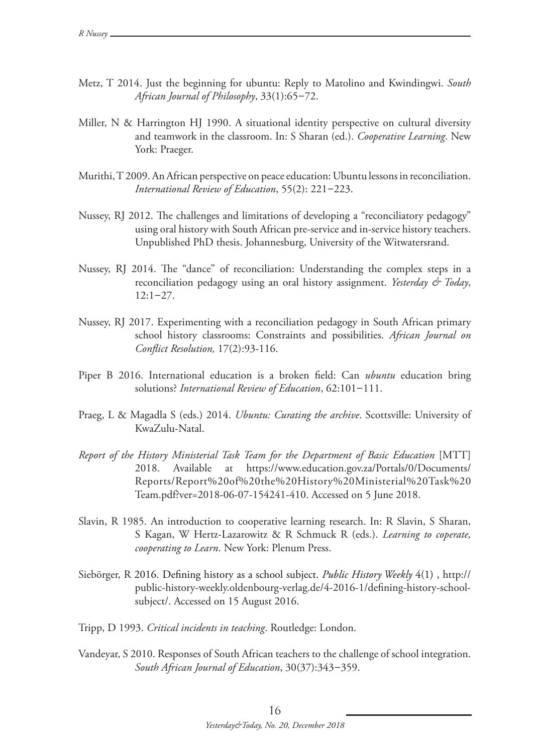Metz, T 2014. Just the beginning for ubuntu: Reply to Matolino and Kwindingwi. *South African Journal of Philosophy*, 33(1):65−72.

Miller, N & Harrington HJ 1990. A situational identity perspective on cultural diversity and teamwork in the classroom. In: S Sharan (ed.). *Cooperative Learning*. New York: Praeger.

Murithi, T 2009. An African perspective on peace education: Ubuntu lessons in reconciliation. *International Review of Education*, 55(2): 221−223.

Nussey, RJ 2012. The challenges and limitations of developing a "reconciliatory pedagogy" using oral history with South African pre-service and in-service history teachers. Unpublished PhD thesis. Johannesburg, University of the Witwatersrand.

Nussey, RJ 2014. The "dance" of reconciliation: Understanding the complex steps in a reconciliation pedagogy using an oral history assignment. *Yesterday & Today*, 12:1−27.

Nussey, RJ 2017. Experimenting with a reconciliation pedagogy in South African primary school history classrooms: Constraints and possibilities. *African Journal on Conflict Resolution,* 17(2):93-116.

Piper B 2016. International education is a broken field: Can *ubuntu* education bring solutions? *International Review of Education*, 62:101−111.

Praeg, L & Magadla S (eds.) 2014. *Ubuntu: Curating the archive*. Scottsville: University of KwaZulu-Natal.

*Report of the History Ministerial Task Team for the Department of Basic Education* [MTT] 2018. Available at https://www.education.gov.za/Portals/0/Documents/Reports/Report%20of%20the%20History%20Ministerial%20Task%20Team.pdf?ver=2018-06-07-154241-410. Accessed on 5 June 2018.

Slavin, R 1985. An introduction to cooperative learning research. In: R Slavin, S Sharan, S Kagan, W Hertz-Lazarowitz & R Schmuck R (eds.). *Learning to coperate, cooperating to Learn*. New York: Plenum Press.

Siebörger, R 2016. Defining history as a school subject. *Public History Weekly* 4(1) , http://public-history-weekly.oldenbourg-verlag.de/4-2016-1/defining-history-school-subject/. Accessed on 15 August 2016.

Tripp, D 1993. *Critical incidents in teaching*. Routledge: London.

Vandeyar, S 2010. Responses of South African teachers to the challenge of school integration. *South African Journal of Education*, 30(37):343−359.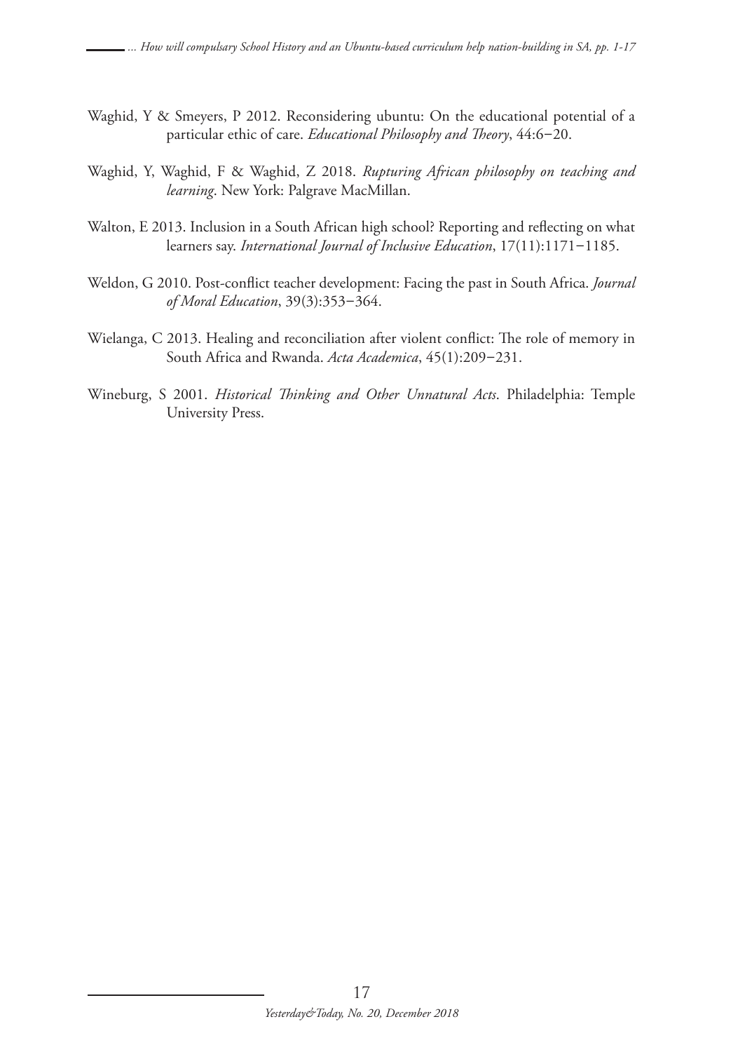Waghid, Y & Smeyers, P 2012. Reconsidering ubuntu: On the educational potential of a particular ethic of care. *Educational Philosophy and Theory*, 44:6−20.

Waghid, Y, Waghid, F & Waghid, Z 2018. *Rupturing African philosophy on teaching and learning*. New York: Palgrave MacMillan.

Walton, E 2013. Inclusion in a South African high school? Reporting and reflecting on what learners say. *International Journal of Inclusive Education*, 17(11):1171−1185.

Weldon, G 2010. Post-conflict teacher development: Facing the past in South Africa. *Journal of Moral Education*, 39(3):353−364.

Wielanga, C 2013. Healing and reconciliation after violent conflict: The role of memory in South Africa and Rwanda. *Acta Academica*, 45(1):209−231.

Wineburg, S 2001. *Historical Thinking and Other Unnatural Acts*. Philadelphia: Temple University Press.